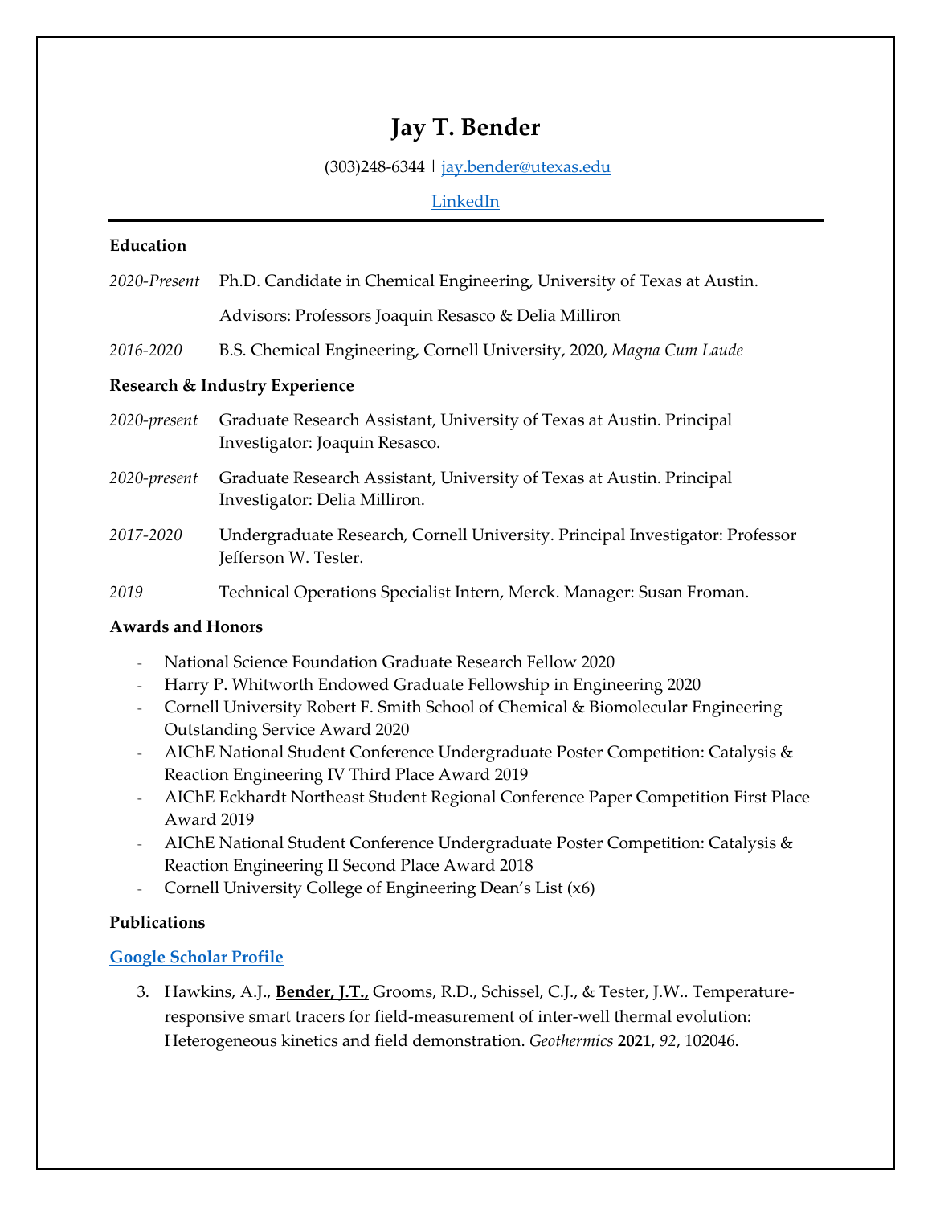# Jay T. Bender

(303)248-6344 | jay.bender@utexas.edu

LinkedIn

---

**Education**

*2020-Present* Ph.D. Candidate in Chemical Engineering, University of Texas at Austin.

Advisors: Professors Joaquin Resasco & Delia Milliron

*2016-2020* B.S. Chemical Engineering, Cornell University, 2020, *Magna Cum Laude*

**Research & Industry Experience**

*2020-present* Graduate Research Assistant, University of Texas at Austin. Principal Investigator: Joaquin Resasco.

*2020-present* Graduate Research Assistant, University of Texas at Austin. Principal Investigator: Delia Milliron.

*2017-2020* Undergraduate Research, Cornell University. Principal Investigator: Professor Jefferson W. Tester.

*2019* Technical Operations Specialist Intern, Merck. Manager: Susan Froman.

**Awards and Honors**

- National Science Foundation Graduate Research Fellow 2020
- Harry P. Whitworth Endowed Graduate Fellowship in Engineering 2020
- Cornell University Robert F. Smith School of Chemical & Biomolecular Engineering Outstanding Service Award 2020
- AIChE National Student Conference Undergraduate Poster Competition: Catalysis & Reaction Engineering IV Third Place Award 2019
- AIChE Eckhardt Northeast Student Regional Conference Paper Competition First Place Award 2019
- AIChE National Student Conference Undergraduate Poster Competition: Catalysis & Reaction Engineering II Second Place Award 2018
- Cornell University College of Engineering Dean's List (x6)

**Publications**

**Google Scholar Profile**

3. Hawkins, A.J., **Bender, J.T.,** Grooms, R.D., Schissel, C.J., & Tester, J.W.. Temperature-responsive smart tracers for field-measurement of inter-well thermal evolution: Heterogeneous kinetics and field demonstration. *Geothermics* **2021**, *92*, 102046.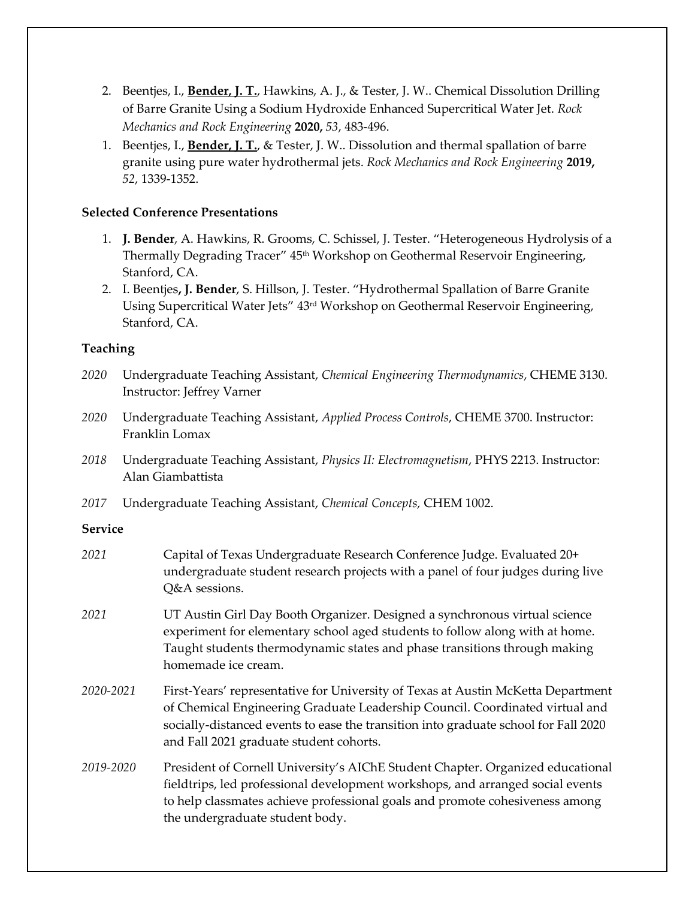2. Beentjes, I., **Bender, J. T.**, Hawkins, A. J., & Tester, J. W.. Chemical Dissolution Drilling of Barre Granite Using a Sodium Hydroxide Enhanced Supercritical Water Jet. *Rock Mechanics and Rock Engineering* **2020,** *53*, 483-496.
1. Beentjes, I., **Bender, J. T.**, & Tester, J. W.. Dissolution and thermal spallation of barre granite using pure water hydrothermal jets. *Rock Mechanics and Rock Engineering* **2019,** *52*, 1339-1352.

**Selected Conference Presentations**

1. **J. Bender**, A. Hawkins, R. Grooms, C. Schissel, J. Tester. "Heterogeneous Hydrolysis of a Thermally Degrading Tracer" 45th Workshop on Geothermal Reservoir Engineering, Stanford, CA.
2. I. Beentjes**, J. Bender**, S. Hillson, J. Tester. "Hydrothermal Spallation of Barre Granite Using Supercritical Water Jets" 43rd Workshop on Geothermal Reservoir Engineering, Stanford, CA.

## Teaching

*2020* Undergraduate Teaching Assistant, *Chemical Engineering Thermodynamics*, CHEME 3130. Instructor: Jeffrey Varner

*2020* Undergraduate Teaching Assistant, *Applied Process Controls*, CHEME 3700. Instructor: Franklin Lomax

*2018* Undergraduate Teaching Assistant, *Physics II: Electromagnetism*, PHYS 2213. Instructor: Alan Giambattista

*2017* Undergraduate Teaching Assistant, *Chemical Concepts,* CHEM 1002.

## Service

*2021* Capital of Texas Undergraduate Research Conference Judge. Evaluated 20+ undergraduate student research projects with a panel of four judges during live Q&A sessions.

*2021* UT Austin Girl Day Booth Organizer. Designed a synchronous virtual science experiment for elementary school aged students to follow along with at home. Taught students thermodynamic states and phase transitions through making homemade ice cream.

*2020-2021* First-Years' representative for University of Texas at Austin McKetta Department of Chemical Engineering Graduate Leadership Council. Coordinated virtual and socially-distanced events to ease the transition into graduate school for Fall 2020 and Fall 2021 graduate student cohorts.

*2019-2020* President of Cornell University's AIChE Student Chapter. Organized educational fieldtrips, led professional development workshops, and arranged social events to help classmates achieve professional goals and promote cohesiveness among the undergraduate student body.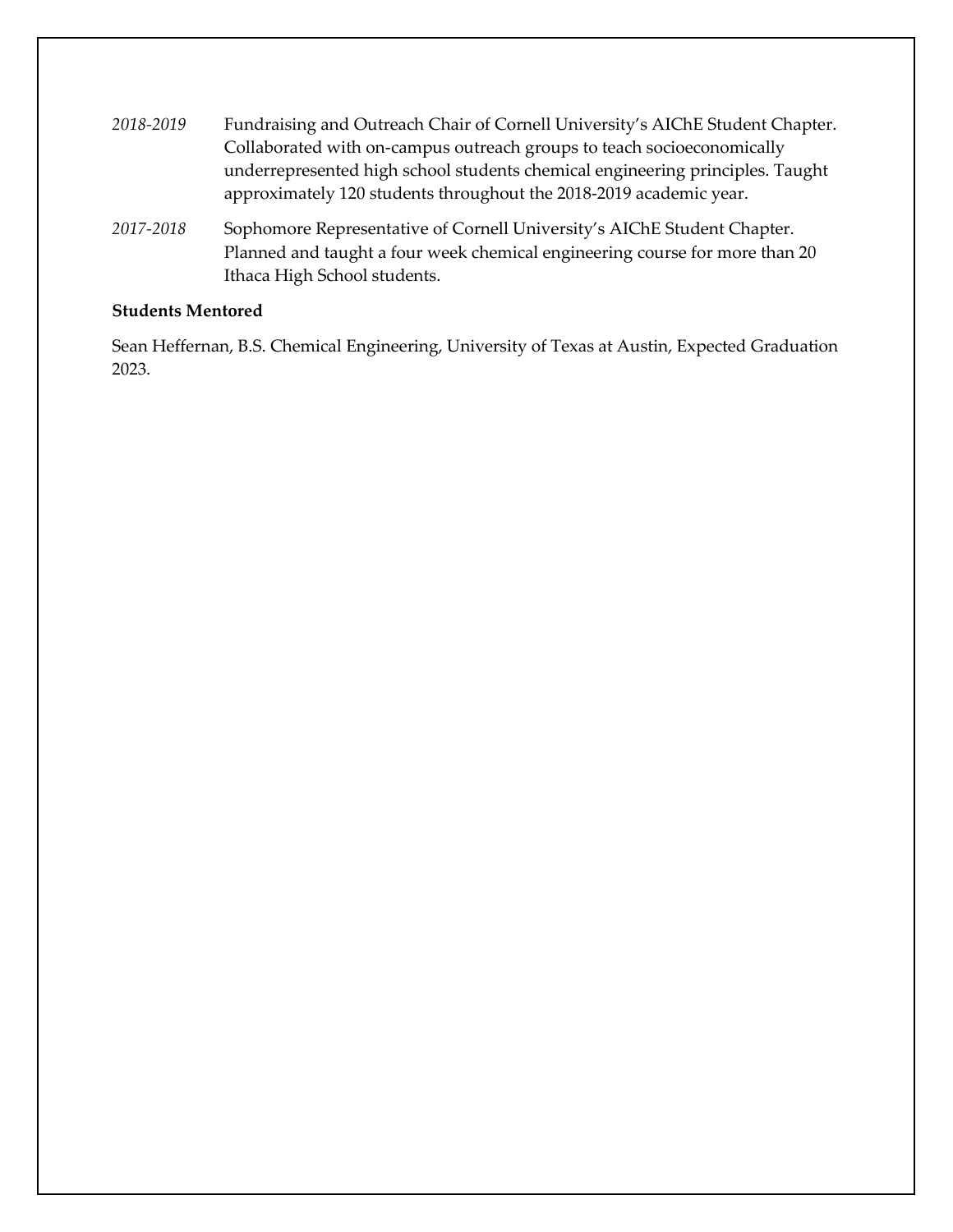*2018-2019* Fundraising and Outreach Chair of Cornell University's AIChE Student Chapter. Collaborated with on-campus outreach groups to teach socioeconomically underrepresented high school students chemical engineering principles. Taught approximately 120 students throughout the 2018-2019 academic year.

*2017-2018* Sophomore Representative of Cornell University's AIChE Student Chapter. Planned and taught a four week chemical engineering course for more than 20 Ithaca High School students.

**Students Mentored**

Sean Heffernan, B.S. Chemical Engineering, University of Texas at Austin, Expected Graduation 2023.